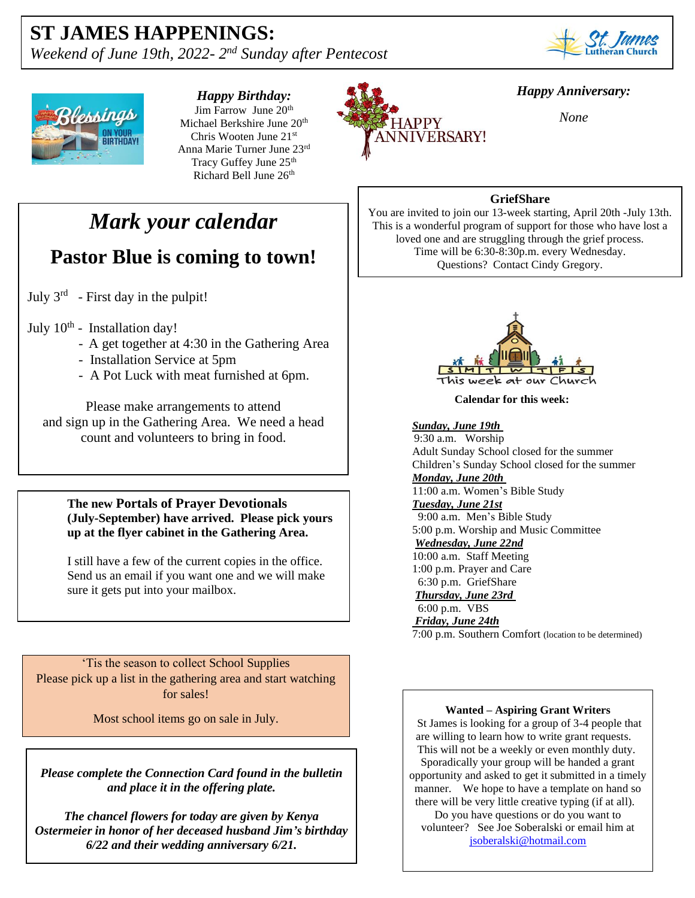# ST JAMES HAPPENINGS:

*Weekend of June 19th, 2022- 2nd Sunday after Pentecost*

### *Happy Birthday:*

Jim Farrow June 20th
Michael Berkshire June 20th
Chris Wooten June 21st
Anna Marie Turner June 23rd
Tracy Guffey June 25th
Richard Bell June 26th

### *Happy Anniversary:*

*None*

## *Mark your calendar*

## Pastor Blue is coming to town!

July 3rd - First day in the pulpit!

July 10th - Installation day!

- A get together at 4:30 in the Gathering Area
- Installation Service at 5pm
- A Pot Luck with meat furnished at 6pm.

Please make arrangements to attend and sign up in the Gathering Area. We need a head count and volunteers to bring in food.

**The new Portals of Prayer Devotionals (July-September) have arrived. Please pick yours up at the flyer cabinet in the Gathering Area.**

I still have a few of the current copies in the office. Send us an email if you want one and we will make sure it gets put into your mailbox.

'Tis the season to collect School Supplies
Please pick up a list in the gathering area and start watching for sales!

Most school items go on sale in July.

***Please complete the Connection Card found in the bulletin and place it in the offering plate.***

***The chancel flowers for today are given by Kenya Ostermeier in honor of her deceased husband Jim's birthday 6/22 and their wedding anniversary 6/21.***

**GriefShare**

You are invited to join our 13-week starting, April 20th -July 13th. This is a wonderful program of support for those who have lost a loved one and are struggling through the grief process. Time will be 6:30-8:30p.m. every Wednesday. Questions? Contact Cindy Gregory.

This week at our Church

**Calendar for this week:**

***Sunday, June 19th***
9:30 a.m. Worship
Adult Sunday School closed for the summer
Children's Sunday School closed for the summer

***Monday, June 20th***
11:00 a.m. Women's Bible Study

***Tuesday, June 21st***
9:00 a.m. Men's Bible Study
5:00 p.m. Worship and Music Committee

***Wednesday, June 22nd***
10:00 a.m. Staff Meeting
1:00 p.m. Prayer and Care
6:30 p.m. GriefShare

***Thursday, June 23rd***
6:00 p.m. VBS

***Friday, June 24th***
7:00 p.m. Southern Comfort (location to be determined)

**Wanted – Aspiring Grant Writers**

St James is looking for a group of 3-4 people that are willing to learn how to write grant requests. This will not be a weekly or even monthly duty. Sporadically your group will be handed a grant opportunity and asked to get it submitted in a timely manner. We hope to have a template on hand so there will be very little creative typing (if at all). Do you have questions or do you want to volunteer? See Joe Soberalski or email him at jsoberalski@hotmail.com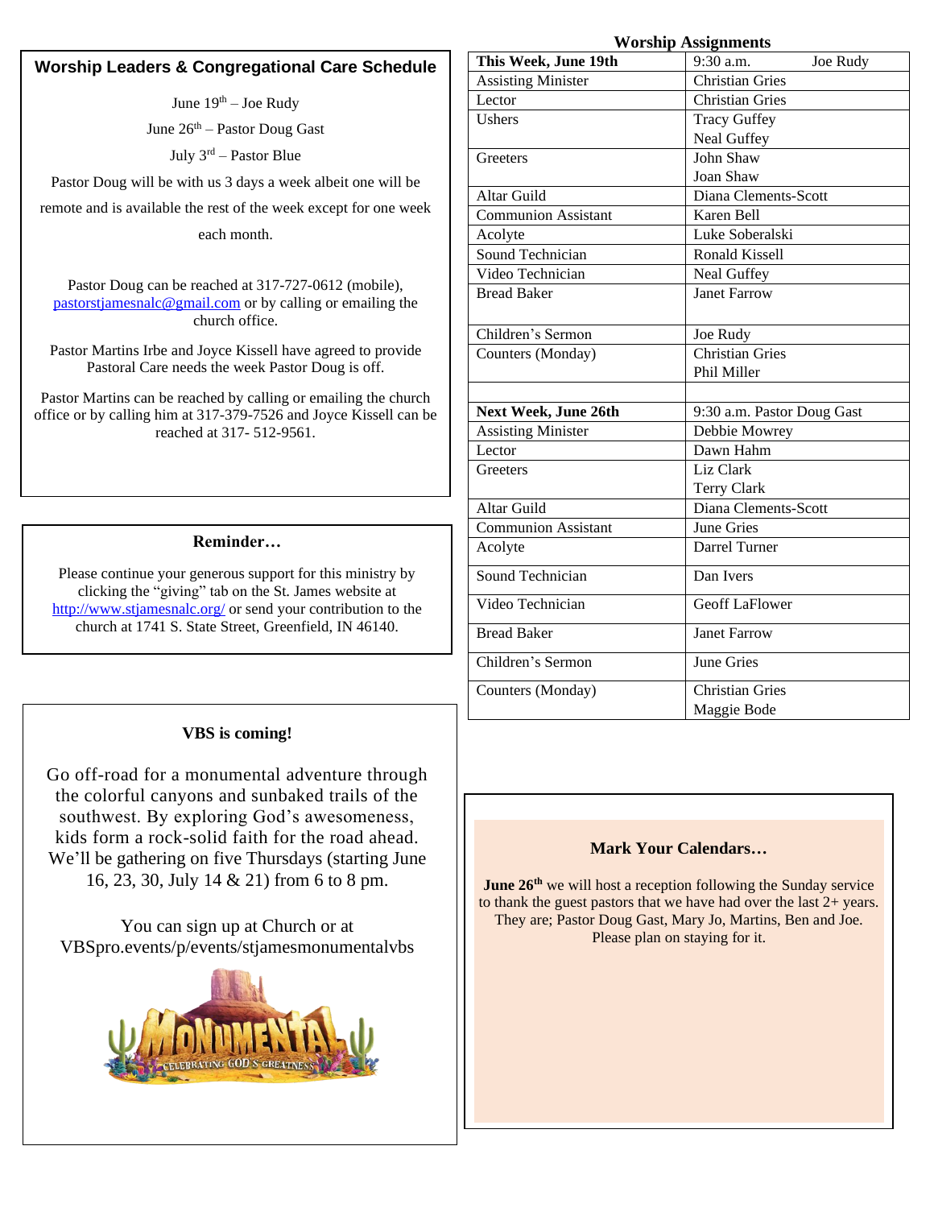## Worship Leaders & Congregational Care Schedule

June 19th – Joe Rudy

June 26th – Pastor Doug Gast

July 3rd – Pastor Blue

Pastor Doug will be with us 3 days a week albeit one will be remote and is available the rest of the week except for one week each month.

Pastor Doug can be reached at 317-727-0612 (mobile), pastorstjamesnalc@gmail.com or by calling or emailing the church office.

Pastor Martins Irbe and Joyce Kissell have agreed to provide Pastoral Care needs the week Pastor Doug is off.

Pastor Martins can be reached by calling or emailing the church office or by calling him at 317-379-7526 and Joyce Kissell can be reached at 317- 512-9561.

### Reminder…

Please continue your generous support for this ministry by clicking the "giving" tab on the St. James website at http://www.stjamesnalc.org/ or send your contribution to the church at 1741 S. State Street, Greenfield, IN 46140.

### VBS is coming!

Go off-road for a monumental adventure through the colorful canyons and sunbaked trails of the southwest. By exploring God's awesomeness, kids form a rock-solid faith for the road ahead. We'll be gathering on five Thursdays (starting June 16, 23, 30, July 14 & 21) from 6 to 8 pm.

You can sign up at Church or at VBSpro.events/p/events/stjamesmonumentalvbs

MONUMENTAL CELEBRATING GOD'S GREATNESS

### Worship Assignments

| | |
|---|---|
| **This Week, June 19th** | 9:30 a.m. Joe Rudy |
| Assisting Minister | Christian Gries |
| Lector | Christian Gries |
| Ushers | Tracy Guffey<br>Neal Guffey |
| Greeters | John Shaw<br>Joan Shaw |
| Altar Guild | Diana Clements-Scott |
| Communion Assistant | Karen Bell |
| Acolyte | Luke Soberalski |
| Sound Technician | Ronald Kissell |
| Video Technician | Neal Guffey |
| Bread Baker | Janet Farrow |
| Children's Sermon | Joe Rudy |
| Counters (Monday) | Christian Gries<br>Phil Miller |
| | |
| **Next Week, June 26th** | 9:30 a.m. Pastor Doug Gast |
| Assisting Minister | Debbie Mowrey |
| Lector | Dawn Hahm |
| Greeters | Liz Clark<br>Terry Clark |
| Altar Guild | Diana Clements-Scott |
| Communion Assistant | June Gries |
| Acolyte | Darrel Turner |
| Sound Technician | Dan Ivers |
| Video Technician | Geoff LaFlower |
| Bread Baker | Janet Farrow |
| Children's Sermon | June Gries |
| Counters (Monday) | Christian Gries<br>Maggie Bode |

### Mark Your Calendars…

**June 26th** we will host a reception following the Sunday service to thank the guest pastors that we have had over the last 2+ years. They are; Pastor Doug Gast, Mary Jo, Martins, Ben and Joe. Please plan on staying for it.